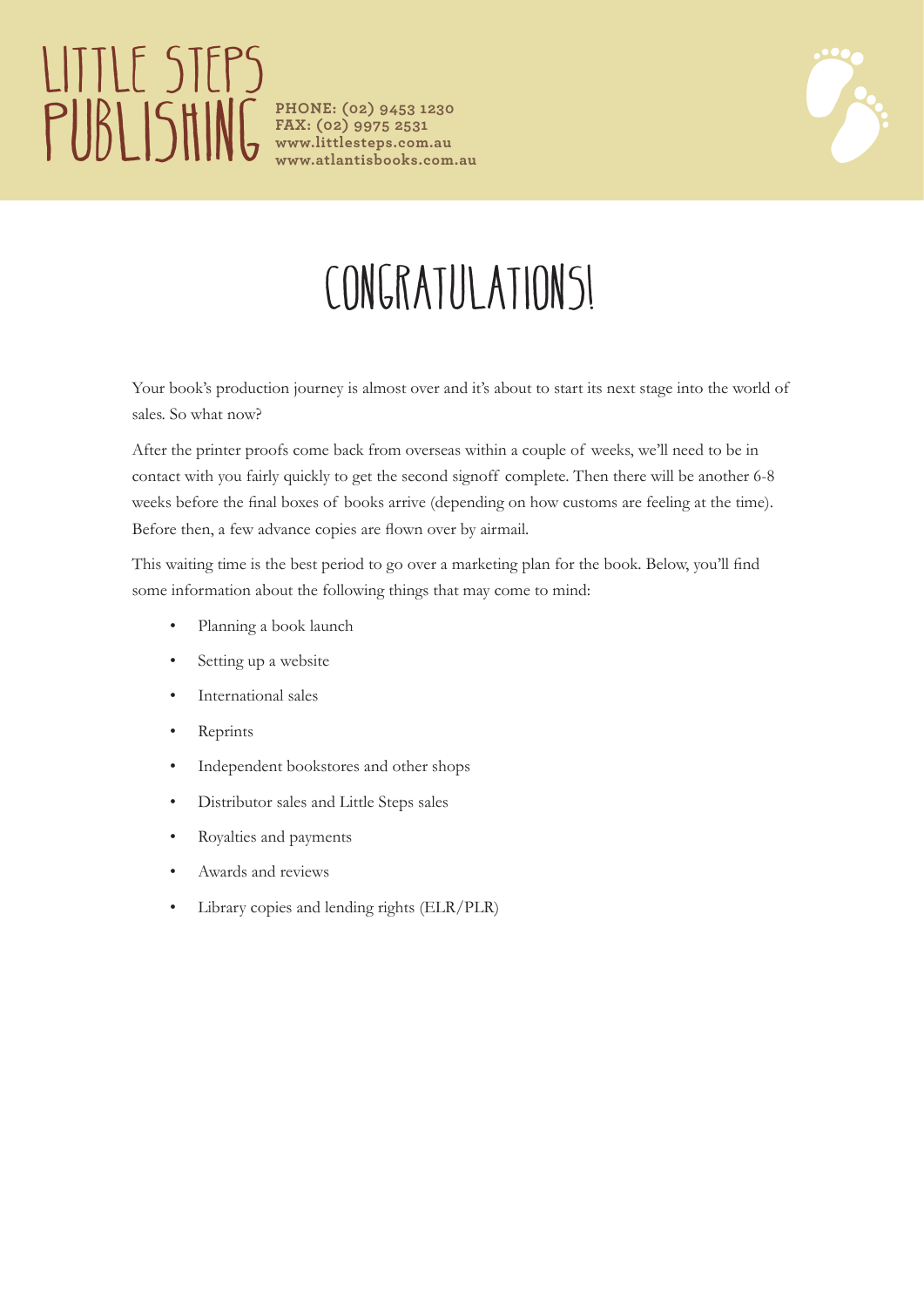# LITTLE STEPS PUBLISHING

**PHONE: (02) 9453 1230**
**FAX: (02) 9975 2531**
**www.littlesteps.com.au**
**www.atlantisbooks.com.au**

# CONGRATULATIONS!

Your book's production journey is almost over and it's about to start its next stage into the world of sales. So what now?

After the printer proofs come back from overseas within a couple of weeks, we'll need to be in contact with you fairly quickly to get the second signoff complete. Then there will be another 6-8 weeks before the final boxes of books arrive (depending on how customs are feeling at the time). Before then, a few advance copies are flown over by airmail.

This waiting time is the best period to go over a marketing plan for the book. Below, you'll find some information about the following things that may come to mind:

- Planning a book launch
- Setting up a website
- International sales
- Reprints
- Independent bookstores and other shops
- Distributor sales and Little Steps sales
- Royalties and payments
- Awards and reviews
- Library copies and lending rights (ELR/PLR)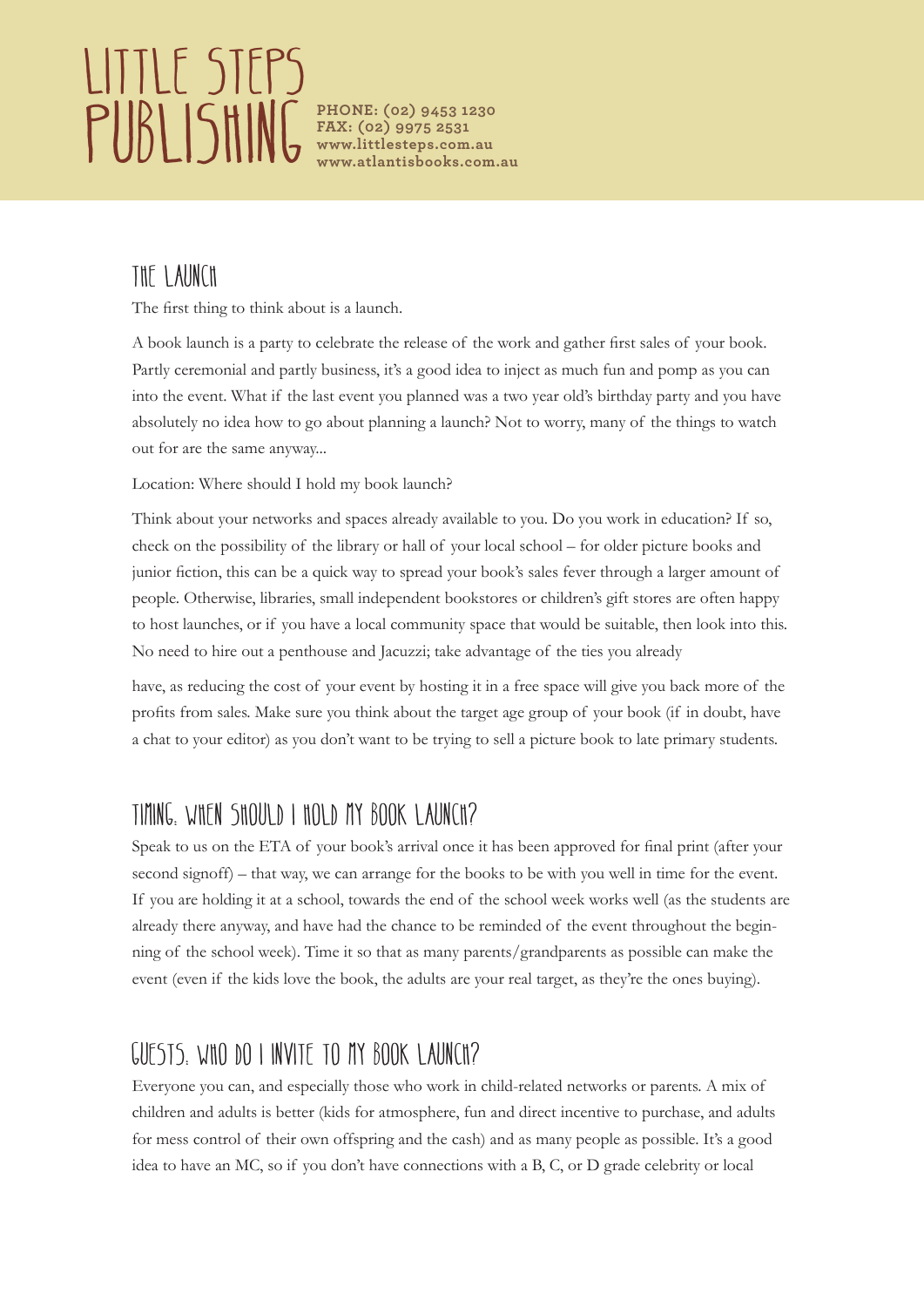## The Launch

The first thing to think about is a launch.

A book launch is a party to celebrate the release of the work and gather first sales of your book. Partly ceremonial and partly business, it's a good idea to inject as much fun and pomp as you can into the event. What if the last event you planned was a two year old's birthday party and you have absolutely no idea how to go about planning a launch? Not to worry, many of the things to watch out for are the same anyway...

Location: Where should I hold my book launch?

Think about your networks and spaces already available to you. Do you work in education? If so, check on the possibility of the library or hall of your local school – for older picture books and junior fiction, this can be a quick way to spread your book's sales fever through a larger amount of people. Otherwise, libraries, small independent bookstores or children's gift stores are often happy to host launches, or if you have a local community space that would be suitable, then look into this. No need to hire out a penthouse and Jacuzzi; take advantage of the ties you already have, as reducing the cost of your event by hosting it in a free space will give you back more of the profits from sales. Make sure you think about the target age group of your book (if in doubt, have a chat to your editor) as you don't want to be trying to sell a picture book to late primary students.

## Timing: When should I hold my book launch?

Speak to us on the ETA of your book's arrival once it has been approved for final print (after your second signoff) – that way, we can arrange for the books to be with you well in time for the event. If you are holding it at a school, towards the end of the school week works well (as the students are already there anyway, and have had the chance to be reminded of the event throughout the beginning of the school week). Time it so that as many parents/grandparents as possible can make the event (even if the kids love the book, the adults are your real target, as they're the ones buying).

## Guests: Who do I invite to my book launch?

Everyone you can, and especially those who work in child-related networks or parents. A mix of children and adults is better (kids for atmosphere, fun and direct incentive to purchase, and adults for mess control of their own offspring and the cash) and as many people as possible. It's a good idea to have an MC, so if you don't have connections with a B, C, or D grade celebrity or local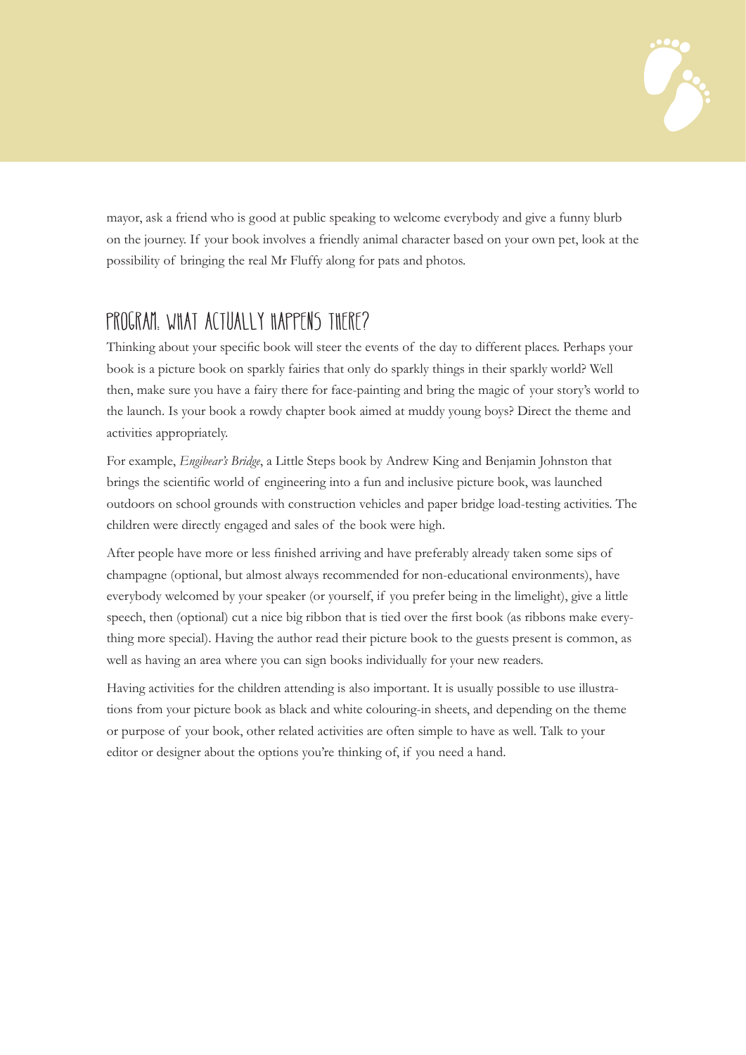mayor, ask a friend who is good at public speaking to welcome everybody and give a funny blurb on the journey. If your book involves a friendly animal character based on your own pet, look at the possibility of bringing the real Mr Fluffy along for pats and photos.

## PROGRAM: WHAT ACTUALLY HAPPENS THERE?

Thinking about your specific book will steer the events of the day to different places. Perhaps your book is a picture book on sparkly fairies that only do sparkly things in their sparkly world? Well then, make sure you have a fairy there for face-painting and bring the magic of your story's world to the launch. Is your book a rowdy chapter book aimed at muddy young boys? Direct the theme and activities appropriately.

For example, *Engibear's Bridge*, a Little Steps book by Andrew King and Benjamin Johnston that brings the scientific world of engineering into a fun and inclusive picture book, was launched outdoors on school grounds with construction vehicles and paper bridge load-testing activities. The children were directly engaged and sales of the book were high.

After people have more or less finished arriving and have preferably already taken some sips of champagne (optional, but almost always recommended for non-educational environments), have everybody welcomed by your speaker (or yourself, if you prefer being in the limelight), give a little speech, then (optional) cut a nice big ribbon that is tied over the first book (as ribbons make everything more special). Having the author read their picture book to the guests present is common, as well as having an area where you can sign books individually for your new readers.

Having activities for the children attending is also important. It is usually possible to use illustrations from your picture book as black and white colouring-in sheets, and depending on the theme or purpose of your book, other related activities are often simple to have as well. Talk to your editor or designer about the options you're thinking of, if you need a hand.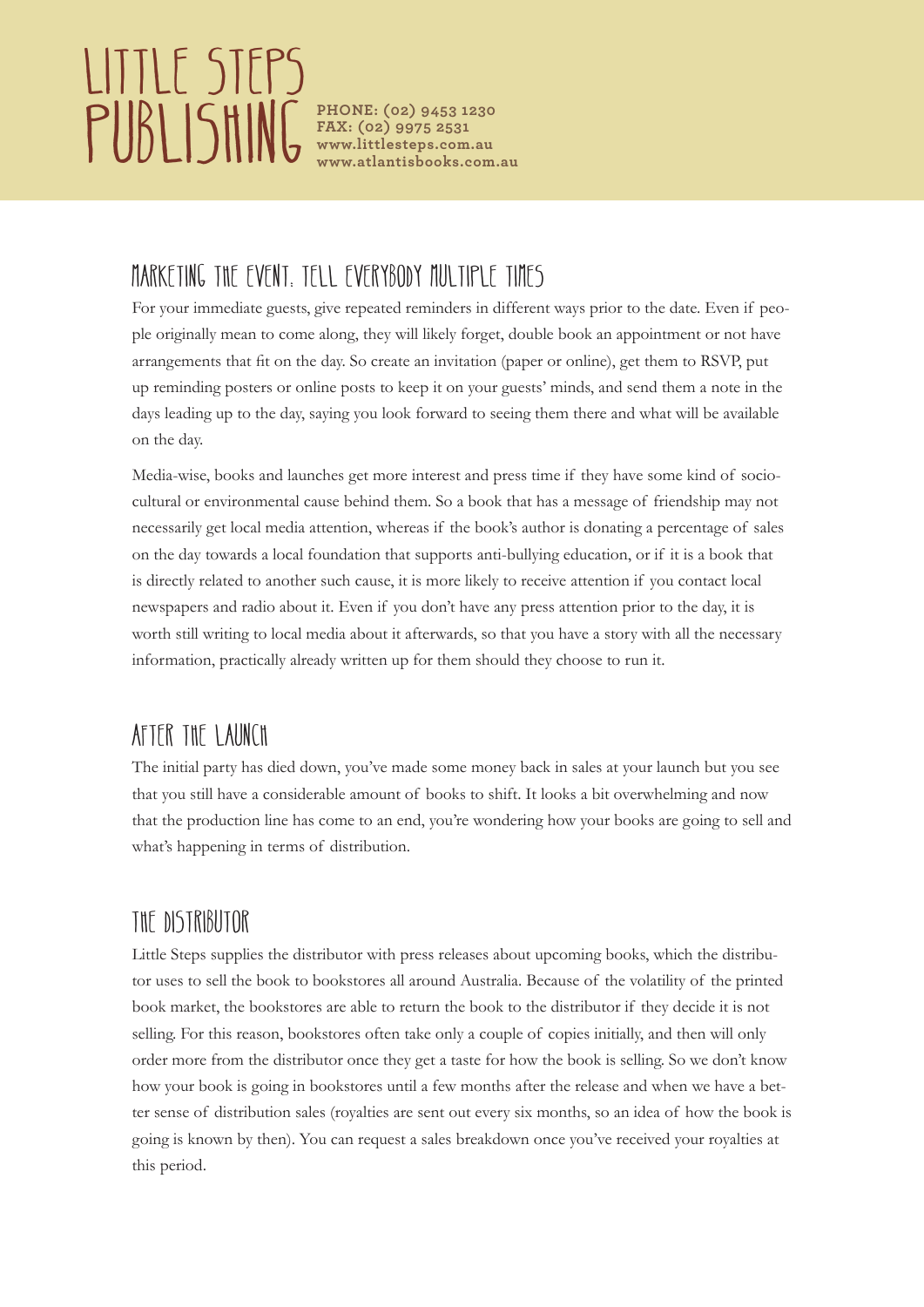## Marketing the event: tell everybody multiple times

For your immediate guests, give repeated reminders in different ways prior to the date. Even if people originally mean to come along, they will likely forget, double book an appointment or not have arrangements that fit on the day. So create an invitation (paper or online), get them to RSVP, put up reminding posters or online posts to keep it on your guests' minds, and send them a note in the days leading up to the day, saying you look forward to seeing them there and what will be available on the day.

Media-wise, books and launches get more interest and press time if they have some kind of socio-cultural or environmental cause behind them. So a book that has a message of friendship may not necessarily get local media attention, whereas if the book's author is donating a percentage of sales on the day towards a local foundation that supports anti-bullying education, or if it is a book that is directly related to another such cause, it is more likely to receive attention if you contact local newspapers and radio about it. Even if you don't have any press attention prior to the day, it is worth still writing to local media about it afterwards, so that you have a story with all the necessary information, practically already written up for them should they choose to run it.

## After the launch

The initial party has died down, you've made some money back in sales at your launch but you see that you still have a considerable amount of books to shift. It looks a bit overwhelming and now that the production line has come to an end, you're wondering how your books are going to sell and what's happening in terms of distribution.

## The distributor

Little Steps supplies the distributor with press releases about upcoming books, which the distributor uses to sell the book to bookstores all around Australia. Because of the volatility of the printed book market, the bookstores are able to return the book to the distributor if they decide it is not selling. For this reason, bookstores often take only a couple of copies initially, and then will only order more from the distributor once they get a taste for how the book is selling. So we don't know how your book is going in bookstores until a few months after the release and when we have a better sense of distribution sales (royalties are sent out every six months, so an idea of how the book is going is known by then). You can request a sales breakdown once you've received your royalties at this period.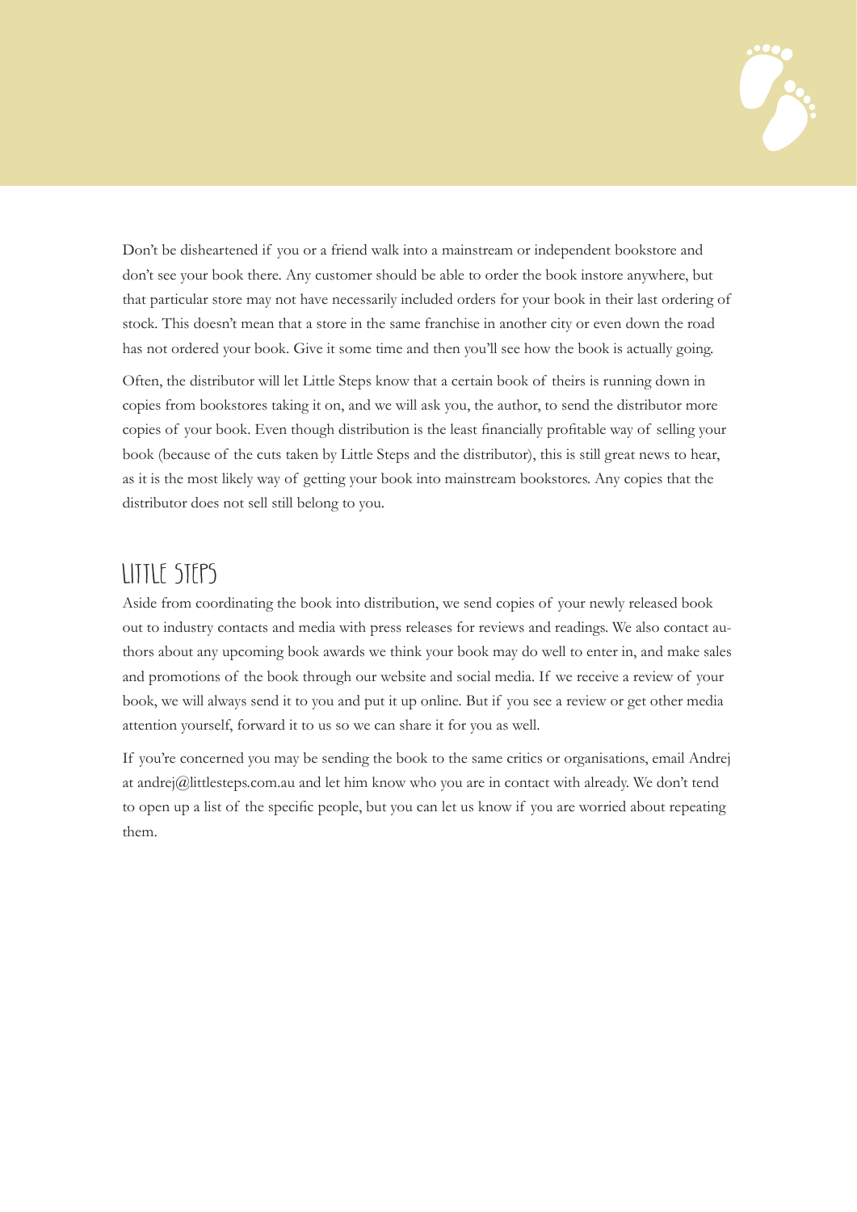Don't be disheartened if you or a friend walk into a mainstream or independent bookstore and don't see your book there. Any customer should be able to order the book instore anywhere, but that particular store may not have necessarily included orders for your book in their last ordering of stock. This doesn't mean that a store in the same franchise in another city or even down the road has not ordered your book. Give it some time and then you'll see how the book is actually going.

Often, the distributor will let Little Steps know that a certain book of theirs is running down in copies from bookstores taking it on, and we will ask you, the author, to send the distributor more copies of your book. Even though distribution is the least financially profitable way of selling your book (because of the cuts taken by Little Steps and the distributor), this is still great news to hear, as it is the most likely way of getting your book into mainstream bookstores. Any copies that the distributor does not sell still belong to you.

## Little Steps

Aside from coordinating the book into distribution, we send copies of your newly released book out to industry contacts and media with press releases for reviews and readings. We also contact authors about any upcoming book awards we think your book may do well to enter in, and make sales and promotions of the book through our website and social media. If we receive a review of your book, we will always send it to you and put it up online. But if you see a review or get other media attention yourself, forward it to us so we can share it for you as well.

If you're concerned you may be sending the book to the same critics or organisations, email Andrej at andrej@littlesteps.com.au and let him know who you are in contact with already. We don't tend to open up a list of the specific people, but you can let us know if you are worried about repeating them.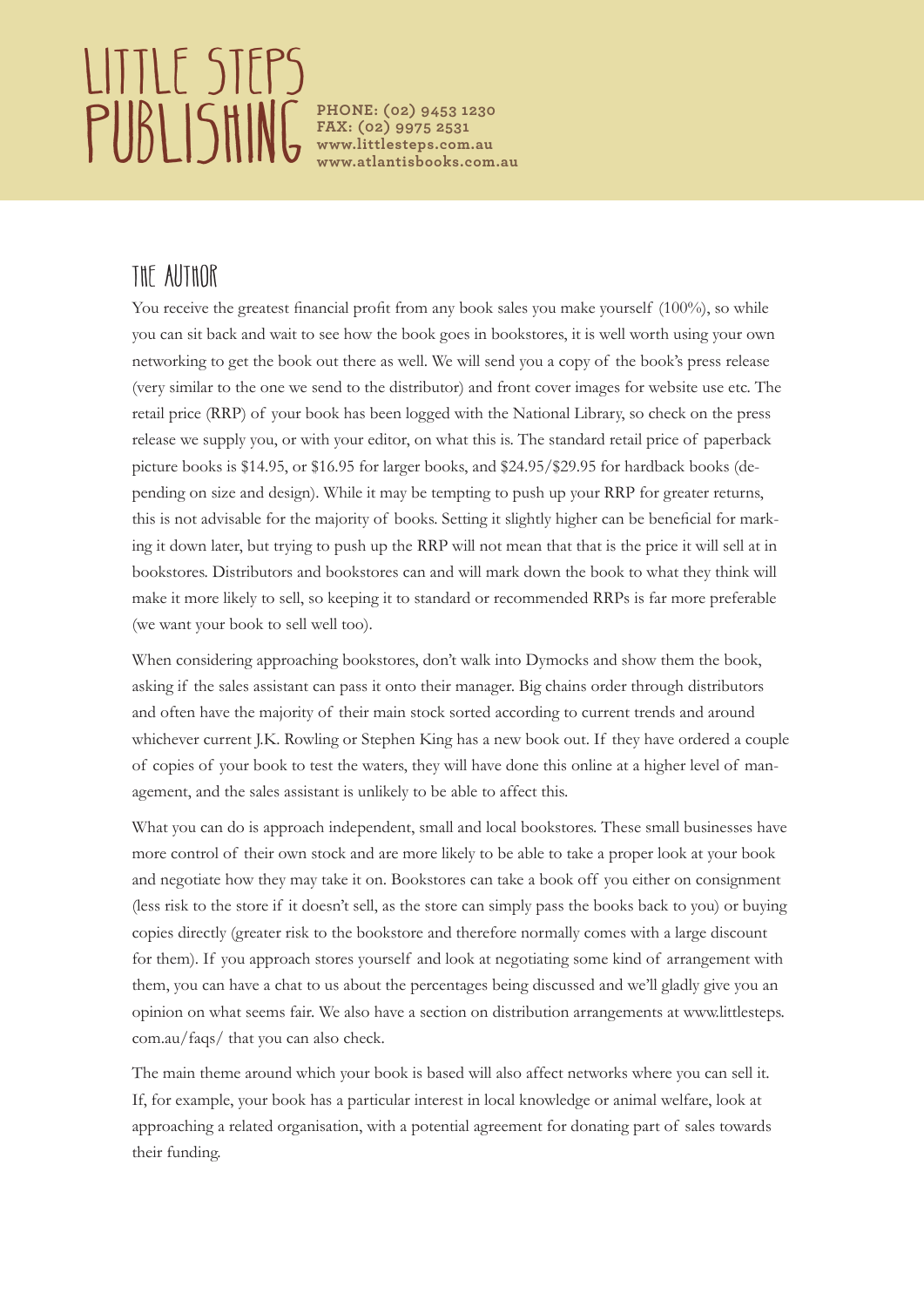## The Author

You receive the greatest financial profit from any book sales you make yourself (100%), so while you can sit back and wait to see how the book goes in bookstores, it is well worth using your own networking to get the book out there as well. We will send you a copy of the book's press release (very similar to the one we send to the distributor) and front cover images for website use etc. The retail price (RRP) of your book has been logged with the National Library, so check on the press release we supply you, or with your editor, on what this is. The standard retail price of paperback picture books is $14.95, or $16.95 for larger books, and $24.95/$29.95 for hardback books (depending on size and design). While it may be tempting to push up your RRP for greater returns, this is not advisable for the majority of books. Setting it slightly higher can be beneficial for marking it down later, but trying to push up the RRP will not mean that that is the price it will sell at in bookstores. Distributors and bookstores can and will mark down the book to what they think will make it more likely to sell, so keeping it to standard or recommended RRPs is far more preferable (we want your book to sell well too).

When considering approaching bookstores, don't walk into Dymocks and show them the book, asking if the sales assistant can pass it onto their manager. Big chains order through distributors and often have the majority of their main stock sorted according to current trends and around whichever current J.K. Rowling or Stephen King has a new book out. If they have ordered a couple of copies of your book to test the waters, they will have done this online at a higher level of management, and the sales assistant is unlikely to be able to affect this.

What you can do is approach independent, small and local bookstores. These small businesses have more control of their own stock and are more likely to be able to take a proper look at your book and negotiate how they may take it on. Bookstores can take a book off you either on consignment (less risk to the store if it doesn't sell, as the store can simply pass the books back to you) or buying copies directly (greater risk to the bookstore and therefore normally comes with a large discount for them). If you approach stores yourself and look at negotiating some kind of arrangement with them, you can have a chat to us about the percentages being discussed and we'll gladly give you an opinion on what seems fair. We also have a section on distribution arrangements at www.littlesteps.com.au/faqs/ that you can also check.

The main theme around which your book is based will also affect networks where you can sell it. If, for example, your book has a particular interest in local knowledge or animal welfare, look at approaching a related organisation, with a potential agreement for donating part of sales towards their funding.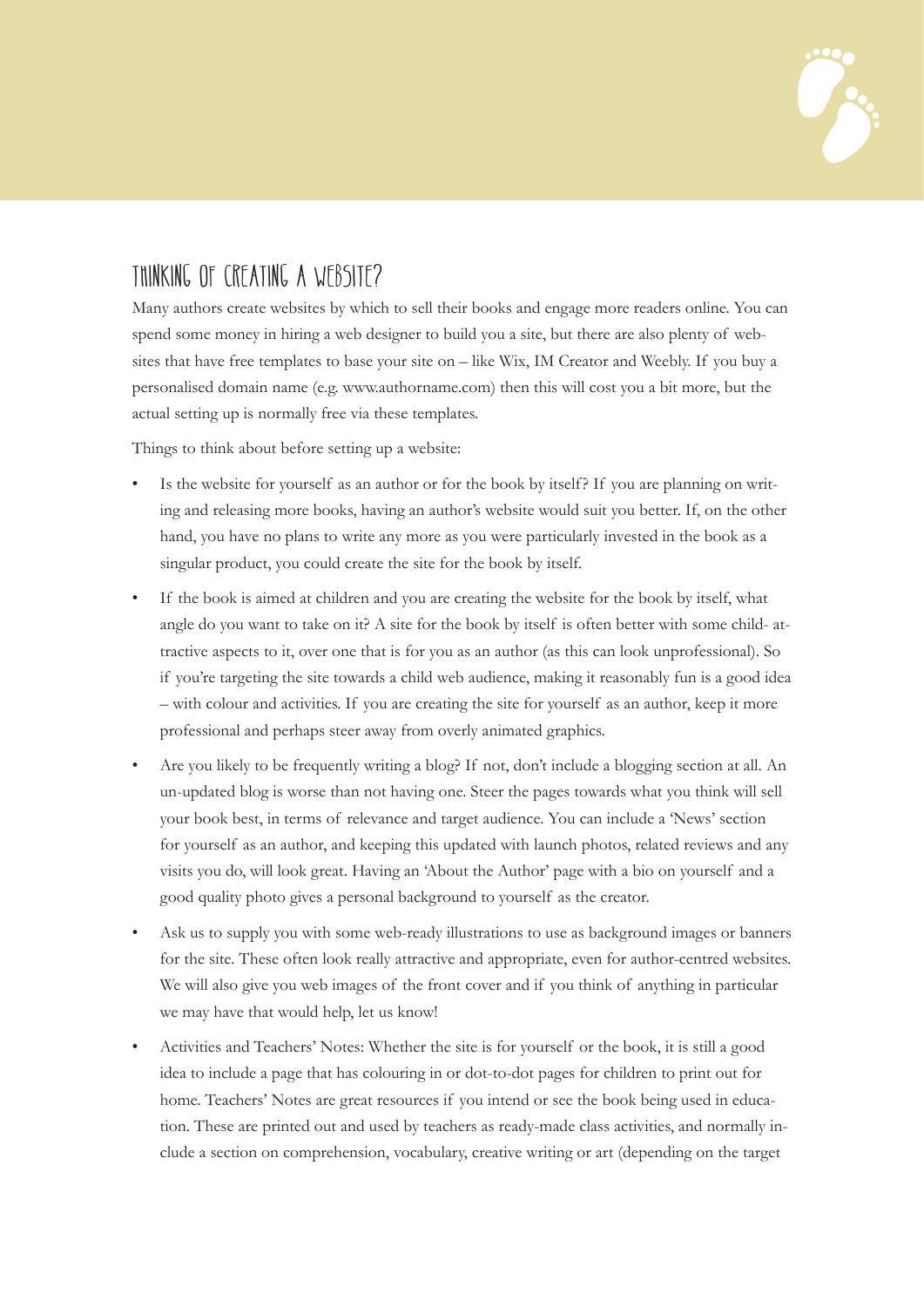## Thinking of Creating a Website?

Many authors create websites by which to sell their books and engage more readers online. You can spend some money in hiring a web designer to build you a site, but there are also plenty of websites that have free templates to base your site on – like Wix, IM Creator and Weebly. If you buy a personalised domain name (e.g. www.authorname.com) then this will cost you a bit more, but the actual setting up is normally free via these templates.

Things to think about before setting up a website:

- Is the website for yourself as an author or for the book by itself? If you are planning on writing and releasing more books, having an author's website would suit you better. If, on the other hand, you have no plans to write any more as you were particularly invested in the book as a singular product, you could create the site for the book by itself.
- If the book is aimed at children and you are creating the website for the book by itself, what angle do you want to take on it? A site for the book by itself is often better with some child- attractive aspects to it, over one that is for you as an author (as this can look unprofessional). So if you're targeting the site towards a child web audience, making it reasonably fun is a good idea – with colour and activities. If you are creating the site for yourself as an author, keep it more professional and perhaps steer away from overly animated graphics.
- Are you likely to be frequently writing a blog? If not, don't include a blogging section at all. An un-updated blog is worse than not having one. Steer the pages towards what you think will sell your book best, in terms of relevance and target audience. You can include a 'News' section for yourself as an author, and keeping this updated with launch photos, related reviews and any visits you do, will look great. Having an 'About the Author' page with a bio on yourself and a good quality photo gives a personal background to yourself as the creator.
- Ask us to supply you with some web-ready illustrations to use as background images or banners for the site. These often look really attractive and appropriate, even for author-centred websites. We will also give you web images of the front cover and if you think of anything in particular we may have that would help, let us know!
- Activities and Teachers' Notes: Whether the site is for yourself or the book, it is still a good idea to include a page that has colouring in or dot-to-dot pages for children to print out for home. Teachers' Notes are great resources if you intend or see the book being used in education. These are printed out and used by teachers as ready-made class activities, and normally include a section on comprehension, vocabulary, creative writing or art (depending on the target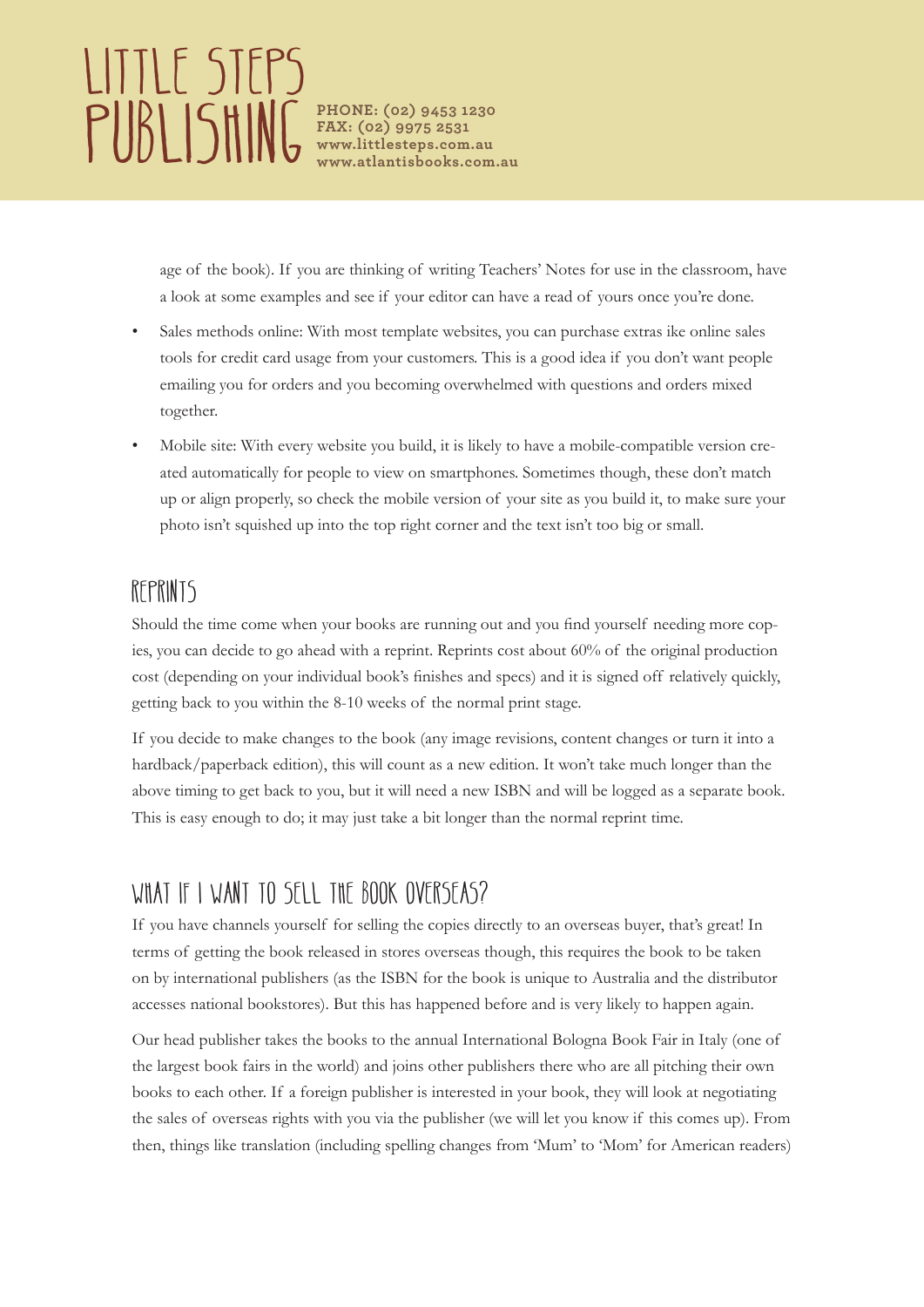age of the book). If you are thinking of writing Teachers' Notes for use in the classroom, have a look at some examples and see if your editor can have a read of yours once you're done.

- Sales methods online: With most template websites, you can purchase extras ike online sales tools for credit card usage from your customers. This is a good idea if you don't want people emailing you for orders and you becoming overwhelmed with questions and orders mixed together.
- Mobile site: With every website you build, it is likely to have a mobile-compatible version created automatically for people to view on smartphones. Sometimes though, these don't match up or align properly, so check the mobile version of your site as you build it, to make sure your photo isn't squished up into the top right corner and the text isn't too big or small.

## Reprints

Should the time come when your books are running out and you find yourself needing more copies, you can decide to go ahead with a reprint. Reprints cost about 60% of the original production cost (depending on your individual book's finishes and specs) and it is signed off relatively quickly, getting back to you within the 8-10 weeks of the normal print stage.

If you decide to make changes to the book (any image revisions, content changes or turn it into a hardback/paperback edition), this will count as a new edition. It won't take much longer than the above timing to get back to you, but it will need a new ISBN and will be logged as a separate book. This is easy enough to do; it may just take a bit longer than the normal reprint time.

## What if I want to sell the book overseas?

If you have channels yourself for selling the copies directly to an overseas buyer, that's great! In terms of getting the book released in stores overseas though, this requires the book to be taken on by international publishers (as the ISBN for the book is unique to Australia and the distributor accesses national bookstores). But this has happened before and is very likely to happen again.

Our head publisher takes the books to the annual International Bologna Book Fair in Italy (one of the largest book fairs in the world) and joins other publishers there who are all pitching their own books to each other. If a foreign publisher is interested in your book, they will look at negotiating the sales of overseas rights with you via the publisher (we will let you know if this comes up). From then, things like translation (including spelling changes from 'Mum' to 'Mom' for American readers)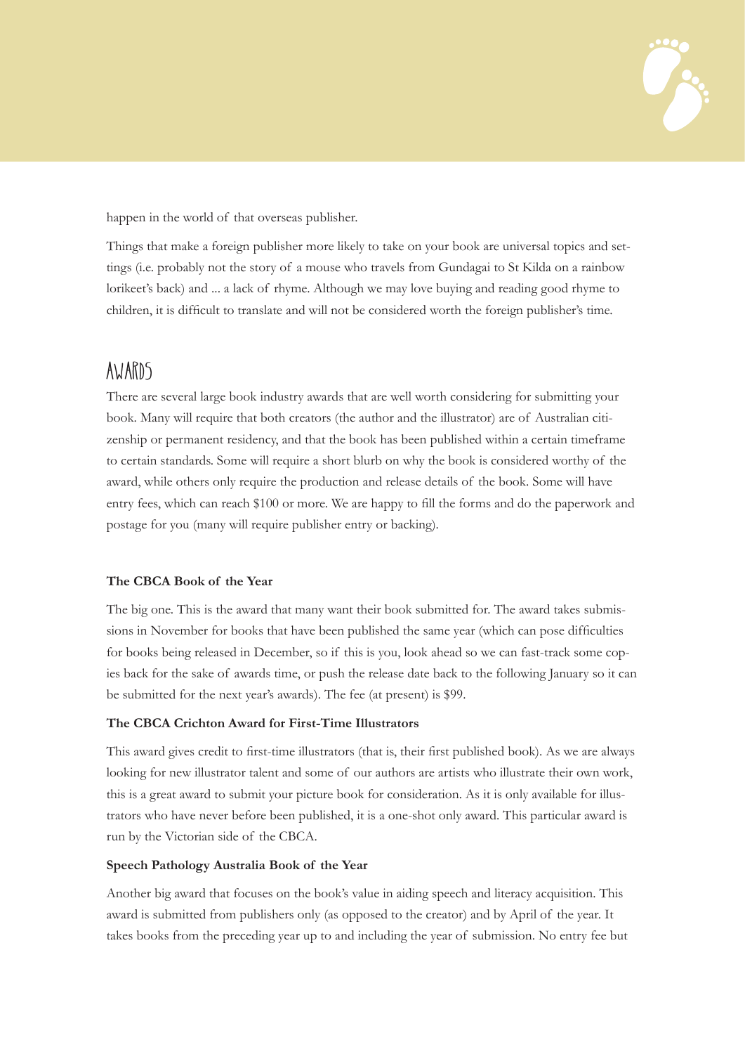happen in the world of that overseas publisher.

Things that make a foreign publisher more likely to take on your book are universal topics and settings (i.e. probably not the story of a mouse who travels from Gundagai to St Kilda on a rainbow lorikeet's back) and ... a lack of rhyme. Although we may love buying and reading good rhyme to children, it is difficult to translate and will not be considered worth the foreign publisher's time.

## Awards

There are several large book industry awards that are well worth considering for submitting your book. Many will require that both creators (the author and the illustrator) are of Australian citizenship or permanent residency, and that the book has been published within a certain timeframe to certain standards. Some will require a short blurb on why the book is considered worthy of the award, while others only require the production and release details of the book. Some will have entry fees, which can reach $100 or more. We are happy to fill the forms and do the paperwork and postage for you (many will require publisher entry or backing).

### The CBCA Book of the Year

The big one. This is the award that many want their book submitted for. The award takes submissions in November for books that have been published the same year (which can pose difficulties for books being released in December, so if this is you, look ahead so we can fast-track some copies back for the sake of awards time, or push the release date back to the following January so it can be submitted for the next year's awards). The fee (at present) is $99.

### The CBCA Crichton Award for First-Time Illustrators

This award gives credit to first-time illustrators (that is, their first published book). As we are always looking for new illustrator talent and some of our authors are artists who illustrate their own work, this is a great award to submit your picture book for consideration. As it is only available for illustrators who have never before been published, it is a one-shot only award. This particular award is run by the Victorian side of the CBCA.

### Speech Pathology Australia Book of the Year

Another big award that focuses on the book's value in aiding speech and literacy acquisition. This award is submitted from publishers only (as opposed to the creator) and by April of the year. It takes books from the preceding year up to and including the year of submission. No entry fee but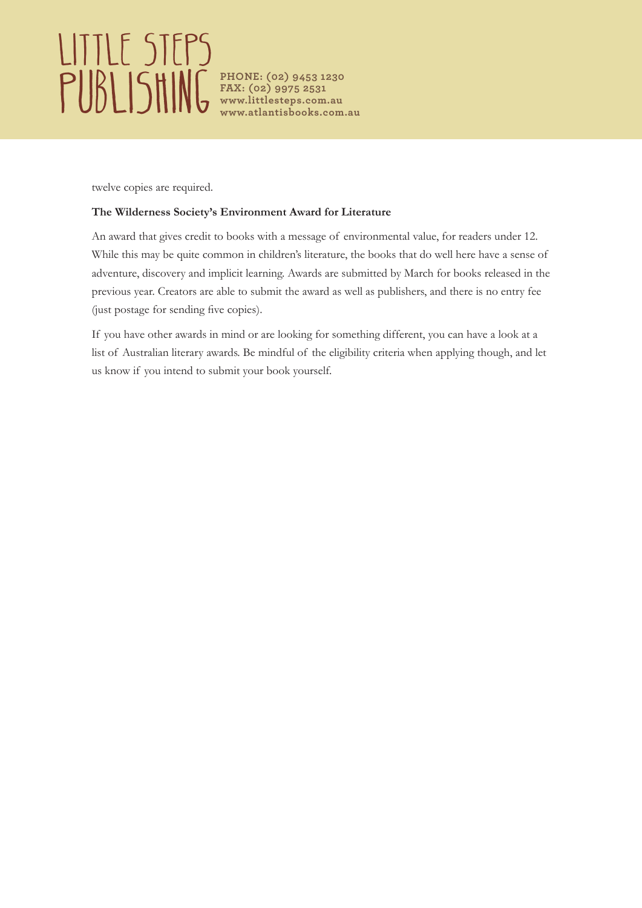twelve copies are required.

**The Wilderness Society's Environment Award for Literature**

An award that gives credit to books with a message of environmental value, for readers under 12. While this may be quite common in children's literature, the books that do well here have a sense of adventure, discovery and implicit learning. Awards are submitted by March for books released in the previous year. Creators are able to submit the award as well as publishers, and there is no entry fee (just postage for sending five copies).

If you have other awards in mind or are looking for something different, you can have a look at a list of Australian literary awards. Be mindful of the eligibility criteria when applying though, and let us know if you intend to submit your book yourself.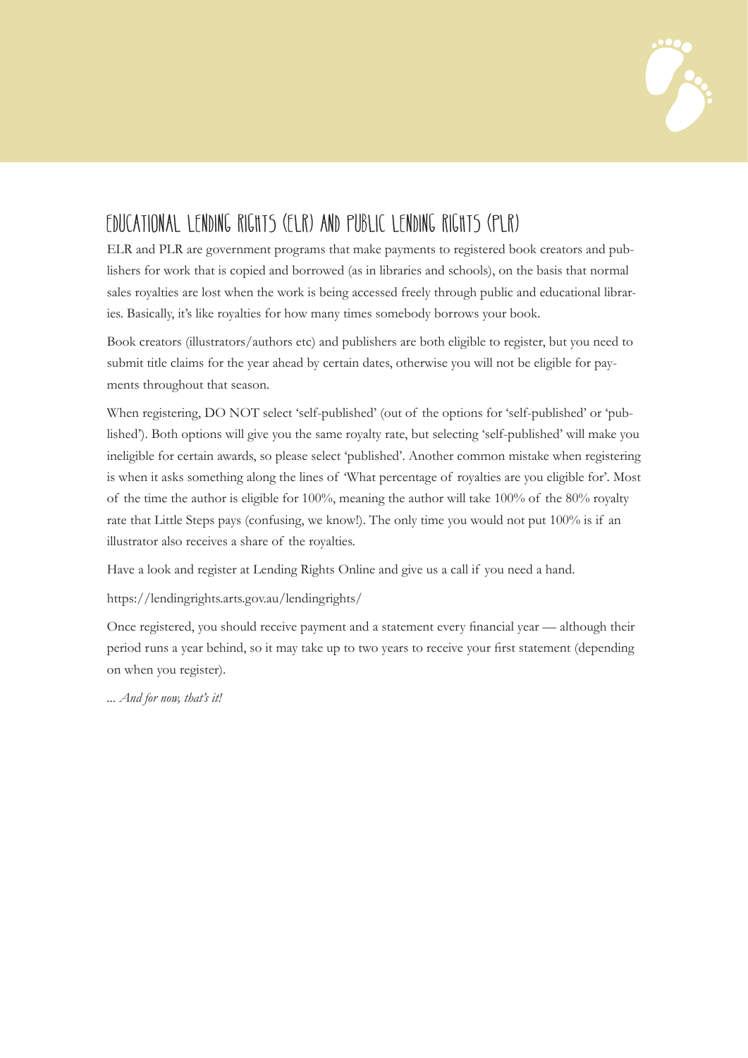## EDUCATIONAL LENDING RIGHTS (ELR) AND PUBLIC LENDING RIGHTS (PLR)

ELR and PLR are government programs that make payments to registered book creators and publishers for work that is copied and borrowed (as in libraries and schools), on the basis that normal sales royalties are lost when the work is being accessed freely through public and educational libraries. Basically, it's like royalties for how many times somebody borrows your book.

Book creators (illustrators/authors etc) and publishers are both eligible to register, but you need to submit title claims for the year ahead by certain dates, otherwise you will not be eligible for payments throughout that season.

When registering, DO NOT select 'self-published' (out of the options for 'self-published' or 'published'). Both options will give you the same royalty rate, but selecting 'self-published' will make you ineligible for certain awards, so please select 'published'. Another common mistake when registering is when it asks something along the lines of 'What percentage of royalties are you eligible for'. Most of the time the author is eligible for 100%, meaning the author will take 100% of the 80% royalty rate that Little Steps pays (confusing, we know!). The only time you would not put 100% is if an illustrator also receives a share of the royalties.

Have a look and register at Lending Rights Online and give us a call if you need a hand.

https://lendingrights.arts.gov.au/lendingrights/

Once registered, you should receive payment and a statement every financial year — although their period runs a year behind, so it may take up to two years to receive your first statement (depending on when you register).

*... And for now, that's it!*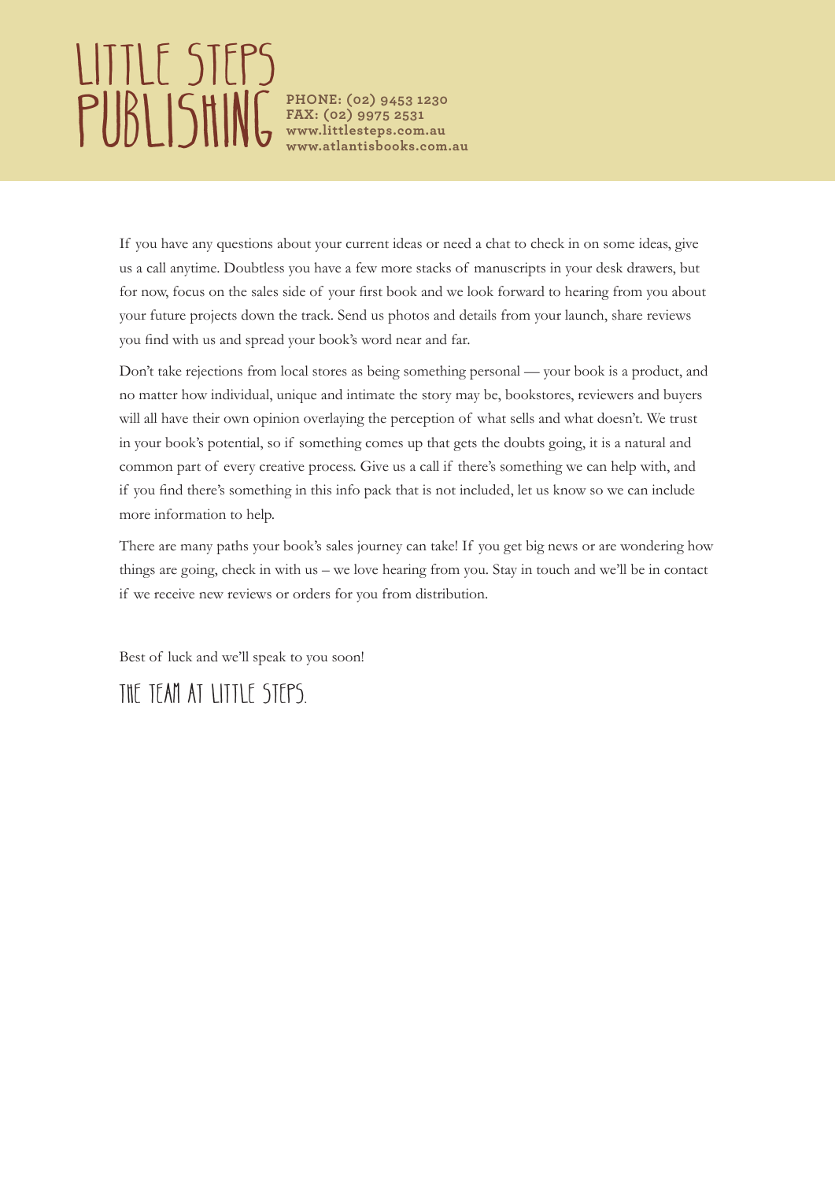# LITTLE STEPS PUBLISHING

**PHONE: (02) 9453 1230**
**FAX: (02) 9975 2531**
**www.littlesteps.com.au**
**www.atlantisbooks.com.au**

If you have any questions about your current ideas or need a chat to check in on some ideas, give us a call anytime. Doubtless you have a few more stacks of manuscripts in your desk drawers, but for now, focus on the sales side of your first book and we look forward to hearing from you about your future projects down the track. Send us photos and details from your launch, share reviews you find with us and spread your book's word near and far.

Don't take rejections from local stores as being something personal — your book is a product, and no matter how individual, unique and intimate the story may be, bookstores, reviewers and buyers will all have their own opinion overlaying the perception of what sells and what doesn't. We trust in your book's potential, so if something comes up that gets the doubts going, it is a natural and common part of every creative process. Give us a call if there's something we can help with, and if you find there's something in this info pack that is not included, let us know so we can include more information to help.

There are many paths your book's sales journey can take! If you get big news or are wondering how things are going, check in with us – we love hearing from you. Stay in touch and we'll be in contact if we receive new reviews or orders for you from distribution.

Best of luck and we'll speak to you soon!

THE TEAM AT LITTLE STEPS.